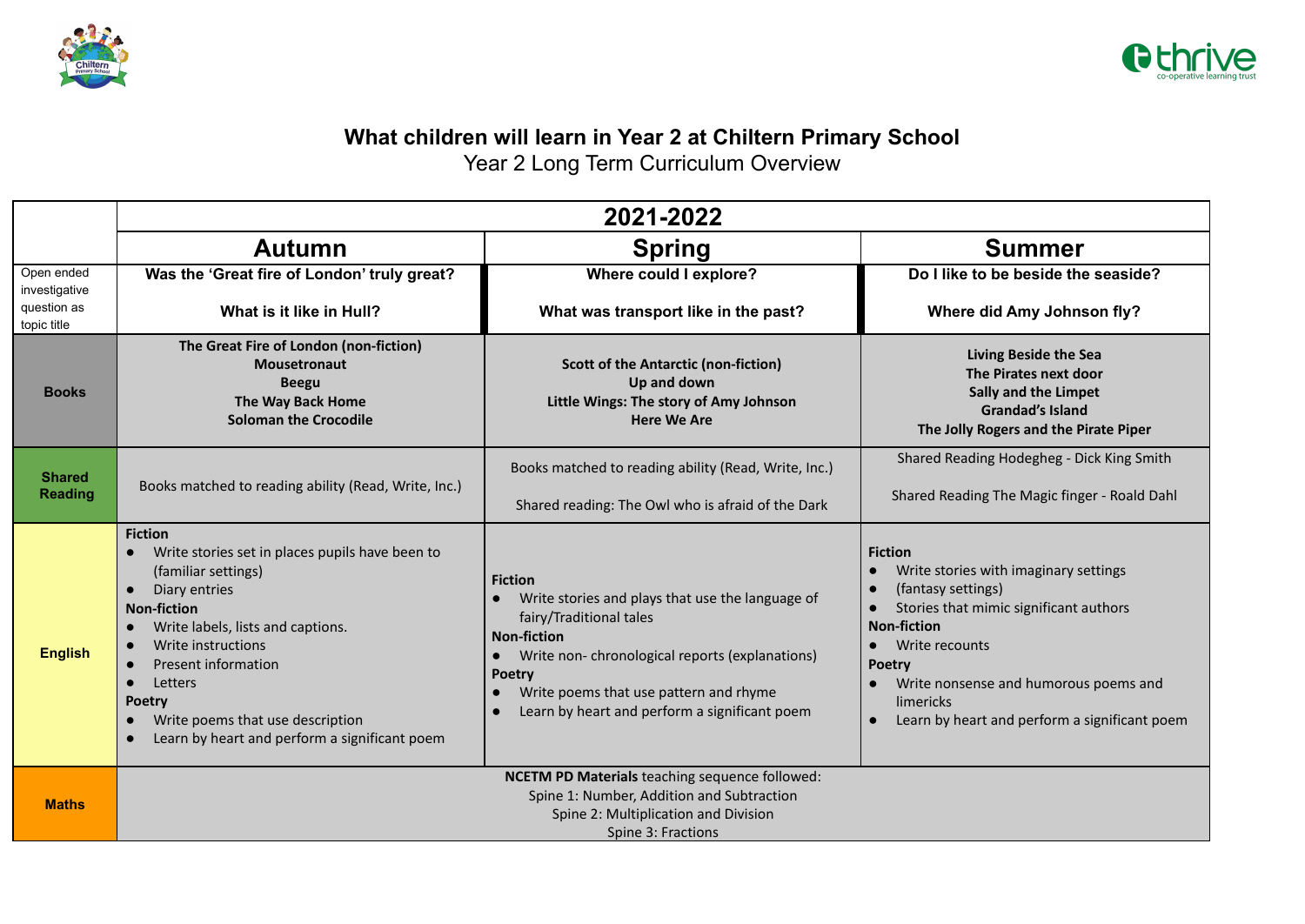# What children will learn in Year 2 at Chiltern Primary School

## Year 2 Long Term Curriculum Overview

| | 2021-2022 | | |
|---|---|---|---|
| | **Autumn** | **Spring** | **Summer** |
| Open ended investigative question as topic title | **Was the 'Great fire of London' truly great?**<br><br>**What is it like in Hull?** | **Where could I explore?**<br><br>**What was transport like in the past?** | **Do I like to be beside the seaside?**<br><br>**Where did Amy Johnson fly?** |
| **Books** | **The Great Fire of London (non-fiction)**<br>**Mousetronaut**<br>**Beegu**<br>**The Way Back Home**<br>**Soloman the Crocodile** | **Scott of the Antarctic (non-fiction)**<br>**Up and down**<br>**Little Wings: The story of Amy Johnson**<br>**Here We Are** | **Living Beside the Sea**<br>**The Pirates next door**<br>**Sally and the Limpet**<br>**Grandad's Island**<br>**The Jolly Rogers and the Pirate Piper** |
| **Shared Reading** | Books matched to reading ability (Read, Write, Inc.) | Books matched to reading ability (Read, Write, Inc.)<br><br>Shared reading: The Owl who is afraid of the Dark | Shared Reading Hodegheg - Dick King Smith<br><br>Shared Reading The Magic finger - Roald Dahl |
| **English** | **Fiction**<br>● Write stories set in places pupils have been to (familiar settings)<br>● Diary entries<br>**Non-fiction**<br>● Write labels, lists and captions.<br>● Write instructions<br>● Present information<br>● Letters<br>**Poetry**<br>● Write poems that use description<br>● Learn by heart and perform a significant poem | **Fiction**<br>● Write stories and plays that use the language of fairy/Traditional tales<br>**Non-fiction**<br>● Write non- chronological reports (explanations)<br>**Poetry**<br>● Write poems that use pattern and rhyme<br>● Learn by heart and perform a significant poem | **Fiction**<br>● Write stories with imaginary settings<br>● (fantasy settings)<br>● Stories that mimic significant authors<br>**Non-fiction**<br>● Write recounts<br>**Poetry**<br>● Write nonsense and humorous poems and limericks<br>● Learn by heart and perform a significant poem |
| **Maths** | **NCETM PD Materials** teaching sequence followed:<br>Spine 1: Number, Addition and Subtraction<br>Spine 2: Multiplication and Division<br>Spine 3: Fractions | | |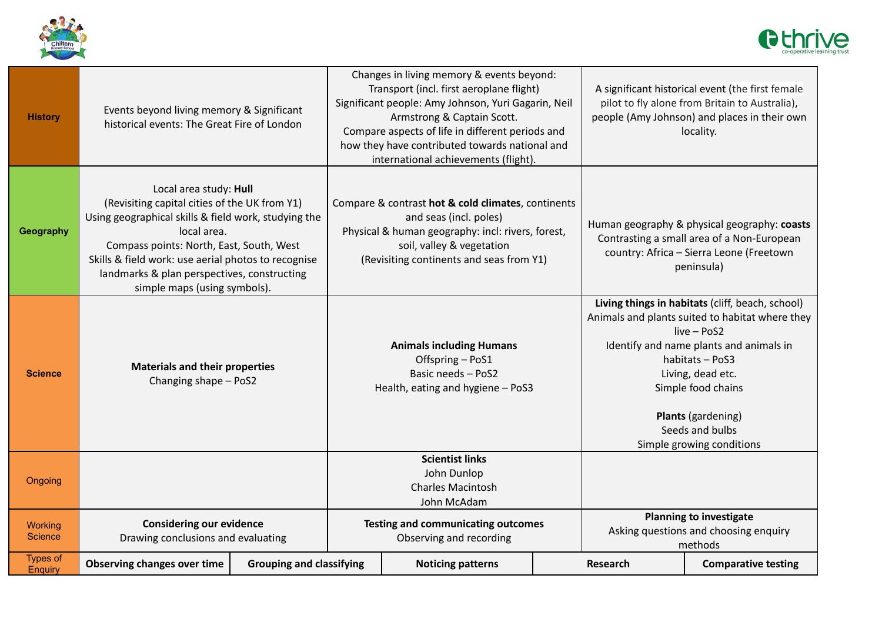| | | | |
|---|---|---|---|
| **History** | Events beyond living memory & Significant historical events: The Great Fire of London | Changes in living memory & events beyond: Transport (incl. first aeroplane flight)<br>Significant people: Amy Johnson, Yuri Gagarin, Neil Armstrong & Captain Scott.<br>Compare aspects of life in different periods and how they have contributed towards national and international achievements (flight). | A significant historical event (the first female pilot to fly alone from Britain to Australia), people (Amy Johnson) and places in their own locality. |
| **Geography** | Local area study: **Hull**<br>(Revisiting capital cities of the UK from Y1)<br>Using geographical skills & field work, studying the local area.<br>Compass points: North, East, South, West<br>Skills & field work: use aerial photos to recognise landmarks & plan perspectives, constructing simple maps (using symbols). | Compare & contrast **hot & cold climates**, continents and seas (incl. poles)<br>Physical & human geography: incl: rivers, forest, soil, valley & vegetation<br>(Revisiting continents and seas from Y1) | Human geography & physical geography: **coasts**<br>Contrasting a small area of a Non-European country: Africa – Sierra Leone (Freetown peninsula) |
| **Science** | **Materials and their properties**<br>Changing shape – PoS2 | **Animals including Humans**<br>Offspring – PoS1<br>Basic needs – PoS2<br>Health, eating and hygiene – PoS3 | **Living things in habitats** (cliff, beach, school)<br>Animals and plants suited to habitat where they live – PoS2<br>Identify and name plants and animals in habitats – PoS3<br>Living, dead etc.<br>Simple food chains<br><br>**Plants** (gardening)<br>Seeds and bulbs<br>Simple growing conditions |
| Ongoing | | **Scientist links**<br>John Dunlop<br>Charles Macintosh<br>John McAdam | |
| Working Science | **Considering our evidence**<br>Drawing conclusions and evaluating | **Testing and communicating outcomes**<br>Observing and recording | **Planning to investigate**<br>Asking questions and choosing enquiry methods |

| Types of Enquiry | **Observing changes over time** | **Grouping and classifying** | **Noticing patterns** | **Research** | **Comparative testing** |
|---|---|---|---|---|---|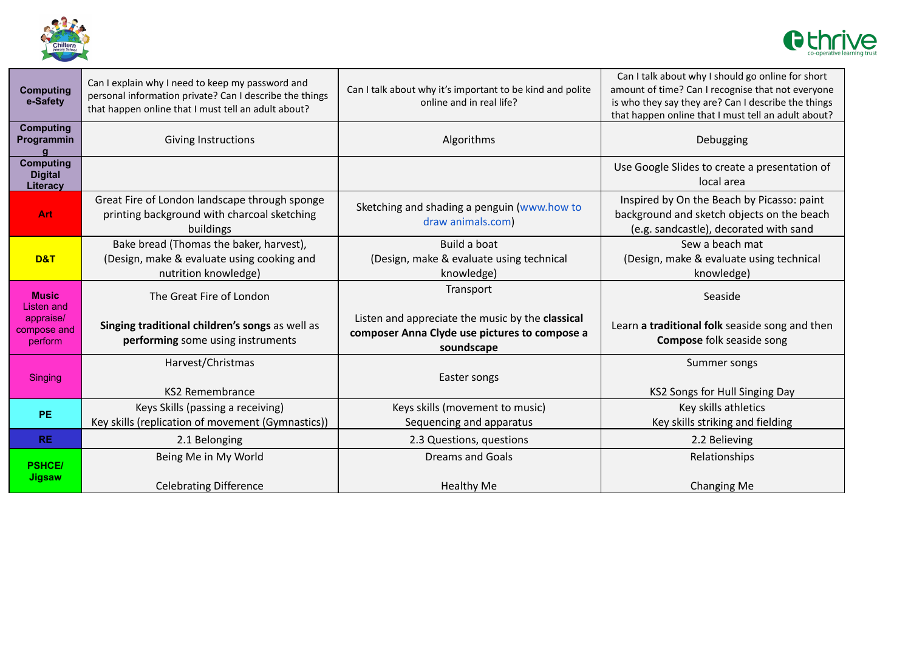| | | | |
|---|---|---|---|
| **Computing e-Safety** | Can I explain why I need to keep my password and personal information private? Can I describe the things that happen online that I must tell an adult about? | Can I talk about why it's important to be kind and polite online and in real life? | Can I talk about why I should go online for short amount of time? Can I recognise that not everyone is who they say they are? Can I describe the things that happen online that I must tell an adult about? |
| **Computing Programming** | Giving Instructions | Algorithms | Debugging |
| **Computing Digital Literacy** | | | Use Google Slides to create a presentation of local area |
| **Art** | Great Fire of London landscape through sponge printing background with charcoal sketching buildings | Sketching and shading a penguin (www.how to draw animals.com) | Inspired by On the Beach by Picasso: paint background and sketch objects on the beach (e.g. sandcastle), decorated with sand |
| **D&T** | Bake bread (Thomas the baker, harvest), (Design, make & evaluate using cooking and nutrition knowledge) | Build a boat (Design, make & evaluate using technical knowledge) | Sew a beach mat (Design, make & evaluate using technical knowledge) |
| **Music** Listen and appraise/ compose and perform | The Great Fire of London<br><br>**Singing traditional children's songs** as well as **performing** some using instruments | Transport<br><br>Listen and appreciate the music by the **classical composer Anna Clyde use pictures to compose a soundscape** | Seaside<br><br>Learn **a traditional folk** seaside song and then **Compose** folk seaside song |
| Singing | Harvest/Christmas<br><br>KS2 Remembrance | Easter songs | Summer songs<br><br>KS2 Songs for Hull Singing Day |
| **PE** | Keys Skills (passing a receiving)<br>Key skills (replication of movement (Gymnastics)) | Keys skills (movement to music)<br>Sequencing and apparatus | Key skills athletics<br>Key skills striking and fielding |
| **RE** | 2.1 Belonging | 2.3 Questions, questions | 2.2 Believing |
| **PSHCE/ Jigsaw** | Being Me in My World<br><br>Celebrating Difference | Dreams and Goals<br><br>Healthy Me | Relationships<br><br>Changing Me |